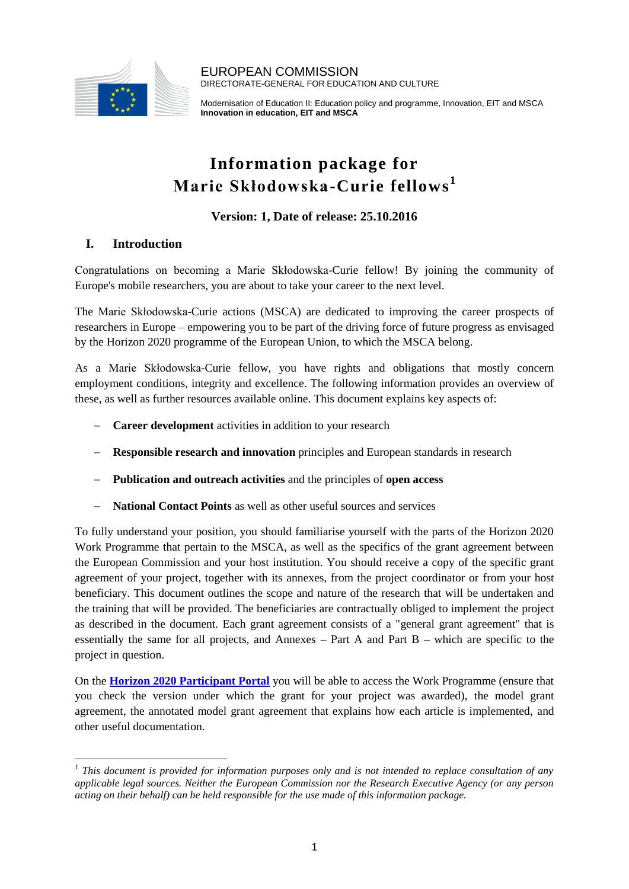EUROPEAN COMMISSION
DIRECTORATE-GENERAL FOR EDUCATION AND CULTURE

Modernisation of Education II: Education policy and programme, Innovation, EIT and MSCA
**Innovation in education, EIT and MSCA**

# Information package for Marie Skłodowska-Curie fellows[1]

**Version: 1, Date of release: 25.10.2016**

## I. Introduction

Congratulations on becoming a Marie Skłodowska-Curie fellow! By joining the community of Europe's mobile researchers, you are about to take your career to the next level.

The Marie Skłodowska-Curie actions (MSCA) are dedicated to improving the career prospects of researchers in Europe – empowering you to be part of the driving force of future progress as envisaged by the Horizon 2020 programme of the European Union, to which the MSCA belong.

As a Marie Skłodowska-Curie fellow, you have rights and obligations that mostly concern employment conditions, integrity and excellence. The following information provides an overview of these, as well as further resources available online. This document explains key aspects of:

- **Career development** activities in addition to your research
- **Responsible research and innovation** principles and European standards in research
- **Publication and outreach activities** and the principles of **open access**
- **National Contact Points** as well as other useful sources and services

To fully understand your position, you should familiarise yourself with the parts of the Horizon 2020 Work Programme that pertain to the MSCA, as well as the specifics of the grant agreement between the European Commission and your host institution. You should receive a copy of the specific grant agreement of your project, together with its annexes, from the project coordinator or from your host beneficiary. This document outlines the scope and nature of the research that will be undertaken and the training that will be provided. The beneficiaries are contractually obliged to implement the project as described in the document. Each grant agreement consists of a "general grant agreement" that is essentially the same for all projects, and Annexes – Part A and Part B – which are specific to the project in question.

On the **Horizon 2020 Participant Portal** you will be able to access the Work Programme (ensure that you check the version under which the grant for your project was awarded), the model grant agreement, the annotated model grant agreement that explains how each article is implemented, and other useful documentation.

---

[1] *This document is provided for information purposes only and is not intended to replace consultation of any applicable legal sources. Neither the European Commission nor the Research Executive Agency (or any person acting on their behalf) can be held responsible for the use made of this information package.*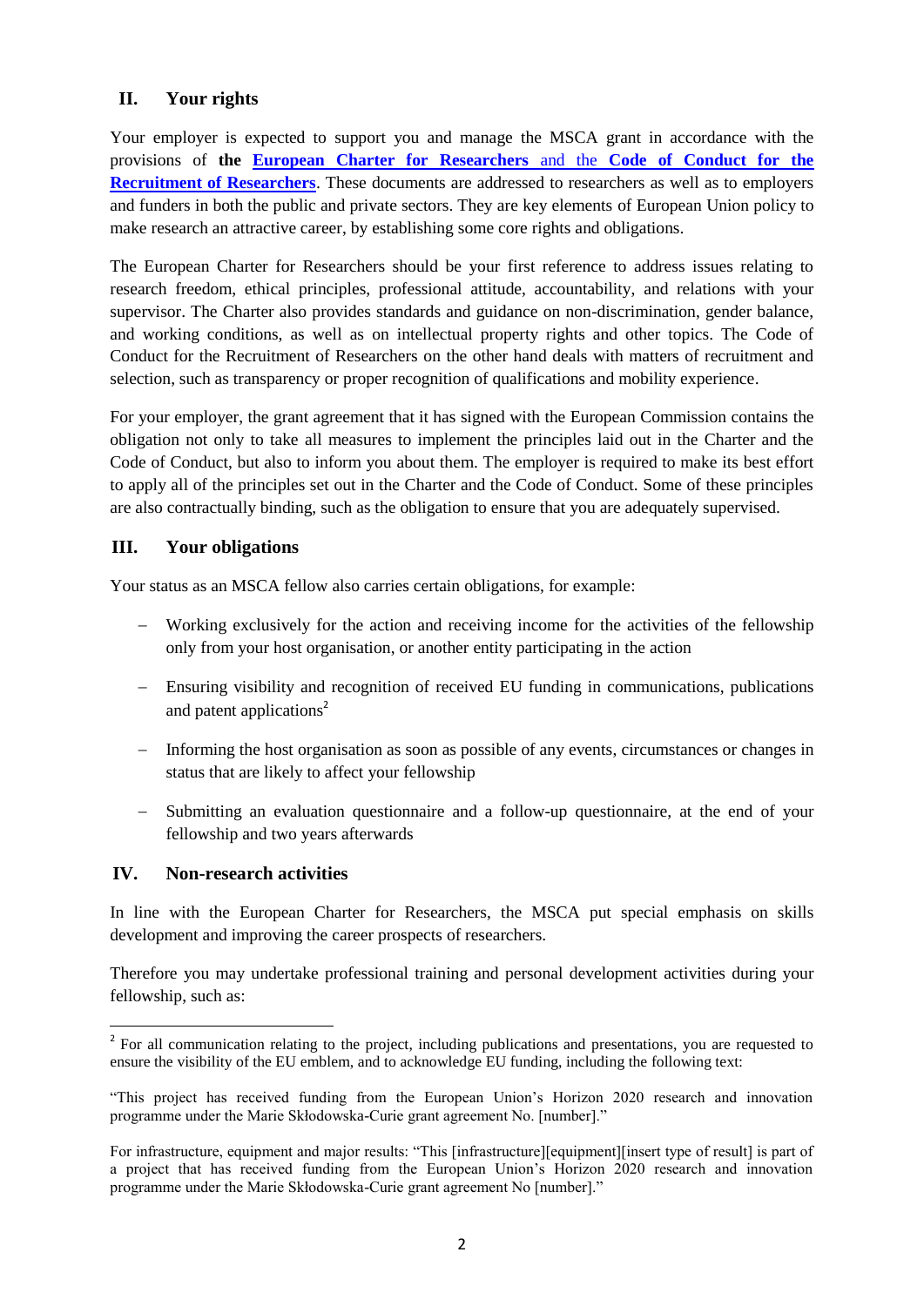## II. Your rights

Your employer is expected to support you and manage the MSCA grant in accordance with the provisions of **the European Charter for Researchers** and the **Code of Conduct for the Recruitment of Researchers**. These documents are addressed to researchers as well as to employers and funders in both the public and private sectors. They are key elements of European Union policy to make research an attractive career, by establishing some core rights and obligations.

The European Charter for Researchers should be your first reference to address issues relating to research freedom, ethical principles, professional attitude, accountability, and relations with your supervisor. The Charter also provides standards and guidance on non-discrimination, gender balance, and working conditions, as well as on intellectual property rights and other topics. The Code of Conduct for the Recruitment of Researchers on the other hand deals with matters of recruitment and selection, such as transparency or proper recognition of qualifications and mobility experience.

For your employer, the grant agreement that it has signed with the European Commission contains the obligation not only to take all measures to implement the principles laid out in the Charter and the Code of Conduct, but also to inform you about them. The employer is required to make its best effort to apply all of the principles set out in the Charter and the Code of Conduct. Some of these principles are also contractually binding, such as the obligation to ensure that you are adequately supervised.

## III. Your obligations

Your status as an MSCA fellow also carries certain obligations, for example:

- Working exclusively for the action and receiving income for the activities of the fellowship only from your host organisation, or another entity participating in the action
- Ensuring visibility and recognition of received EU funding in communications, publications and patent applications[2]
- Informing the host organisation as soon as possible of any events, circumstances or changes in status that are likely to affect your fellowship
- Submitting an evaluation questionnaire and a follow-up questionnaire, at the end of your fellowship and two years afterwards

## IV. Non-research activities

In line with the European Charter for Researchers, the MSCA put special emphasis on skills development and improving the career prospects of researchers.

Therefore you may undertake professional training and personal development activities during your fellowship, such as:

---

[2] For all communication relating to the project, including publications and presentations, you are requested to ensure the visibility of the EU emblem, and to acknowledge EU funding, including the following text:

"This project has received funding from the European Union's Horizon 2020 research and innovation programme under the Marie Skłodowska-Curie grant agreement No. [number]."

For infrastructure, equipment and major results: "This [infrastructure][equipment][insert type of result] is part of a project that has received funding from the European Union's Horizon 2020 research and innovation programme under the Marie Skłodowska-Curie grant agreement No [number]."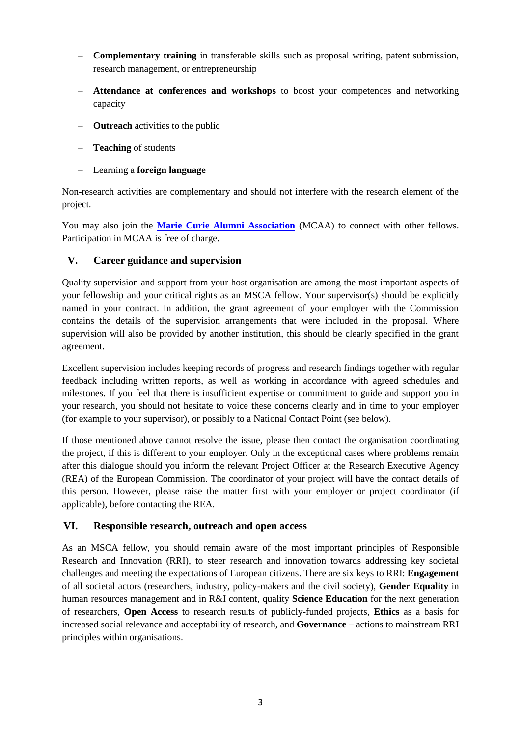- **Complementary training** in transferable skills such as proposal writing, patent submission, research management, or entrepreneurship
- **Attendance at conferences and workshops** to boost your competences and networking capacity
- **Outreach** activities to the public
- **Teaching** of students
- Learning a **foreign language**

Non-research activities are complementary and should not interfere with the research element of the project.

You may also join the **Marie Curie Alumni Association** (MCAA) to connect with other fellows. Participation in MCAA is free of charge.

## V. Career guidance and supervision

Quality supervision and support from your host organisation are among the most important aspects of your fellowship and your critical rights as an MSCA fellow. Your supervisor(s) should be explicitly named in your contract. In addition, the grant agreement of your employer with the Commission contains the details of the supervision arrangements that were included in the proposal. Where supervision will also be provided by another institution, this should be clearly specified in the grant agreement.

Excellent supervision includes keeping records of progress and research findings together with regular feedback including written reports, as well as working in accordance with agreed schedules and milestones. If you feel that there is insufficient expertise or commitment to guide and support you in your research, you should not hesitate to voice these concerns clearly and in time to your employer (for example to your supervisor), or possibly to a National Contact Point (see below).

If those mentioned above cannot resolve the issue, please then contact the organisation coordinating the project, if this is different to your employer. Only in the exceptional cases where problems remain after this dialogue should you inform the relevant Project Officer at the Research Executive Agency (REA) of the European Commission. The coordinator of your project will have the contact details of this person. However, please raise the matter first with your employer or project coordinator (if applicable), before contacting the REA.

## VI. Responsible research, outreach and open access

As an MSCA fellow, you should remain aware of the most important principles of Responsible Research and Innovation (RRI), to steer research and innovation towards addressing key societal challenges and meeting the expectations of European citizens. There are six keys to RRI: **Engagement** of all societal actors (researchers, industry, policy-makers and the civil society), **Gender Equality** in human resources management and in R&I content, quality **Science Education** for the next generation of researchers, **Open Access** to research results of publicly-funded projects, **Ethics** as a basis for increased social relevance and acceptability of research, and **Governance** – actions to mainstream RRI principles within organisations.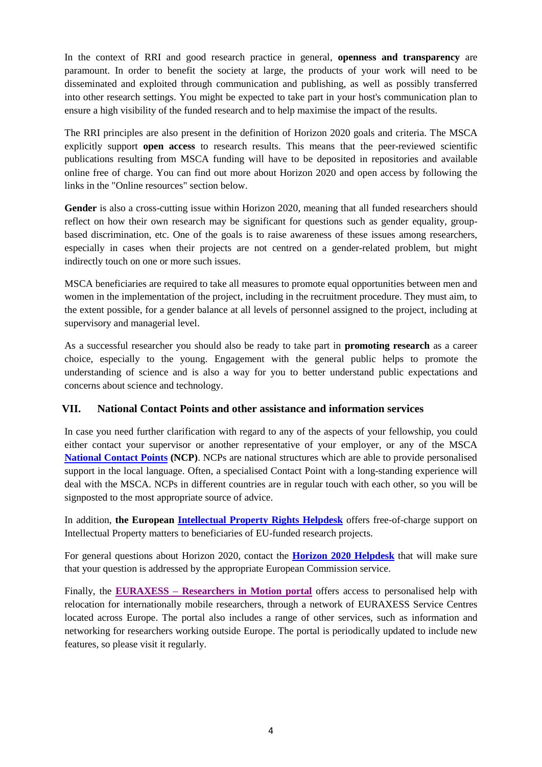In the context of RRI and good research practice in general, **openness and transparency** are paramount. In order to benefit the society at large, the products of your work will need to be disseminated and exploited through communication and publishing, as well as possibly transferred into other research settings. You might be expected to take part in your host's communication plan to ensure a high visibility of the funded research and to help maximise the impact of the results.

The RRI principles are also present in the definition of Horizon 2020 goals and criteria. The MSCA explicitly support **open access** to research results. This means that the peer-reviewed scientific publications resulting from MSCA funding will have to be deposited in repositories and available online free of charge. You can find out more about Horizon 2020 and open access by following the links in the "Online resources" section below.

**Gender** is also a cross-cutting issue within Horizon 2020, meaning that all funded researchers should reflect on how their own research may be significant for questions such as gender equality, group-based discrimination, etc. One of the goals is to raise awareness of these issues among researchers, especially in cases when their projects are not centred on a gender-related problem, but might indirectly touch on one or more such issues.

MSCA beneficiaries are required to take all measures to promote equal opportunities between men and women in the implementation of the project, including in the recruitment procedure. They must aim, to the extent possible, for a gender balance at all levels of personnel assigned to the project, including at supervisory and managerial level.

As a successful researcher you should also be ready to take part in **promoting research** as a career choice, especially to the young. Engagement with the general public helps to promote the understanding of science and is also a way for you to better understand public expectations and concerns about science and technology.

## VII. National Contact Points and other assistance and information services

In case you need further clarification with regard to any of the aspects of your fellowship, you could either contact your supervisor or another representative of your employer, or any of the MSCA **National Contact Points (NCP)**. NCPs are national structures which are able to provide personalised support in the local language. Often, a specialised Contact Point with a long-standing experience will deal with the MSCA. NCPs in different countries are in regular touch with each other, so you will be signposted to the most appropriate source of advice.

In addition, **the European Intellectual Property Rights Helpdesk** offers free-of-charge support on Intellectual Property matters to beneficiaries of EU-funded research projects.

For general questions about Horizon 2020, contact the **Horizon 2020 Helpdesk** that will make sure that your question is addressed by the appropriate European Commission service.

Finally, the **EURAXESS – Researchers in Motion portal** offers access to personalised help with relocation for internationally mobile researchers, through a network of EURAXESS Service Centres located across Europe. The portal also includes a range of other services, such as information and networking for researchers working outside Europe. The portal is periodically updated to include new features, so please visit it regularly.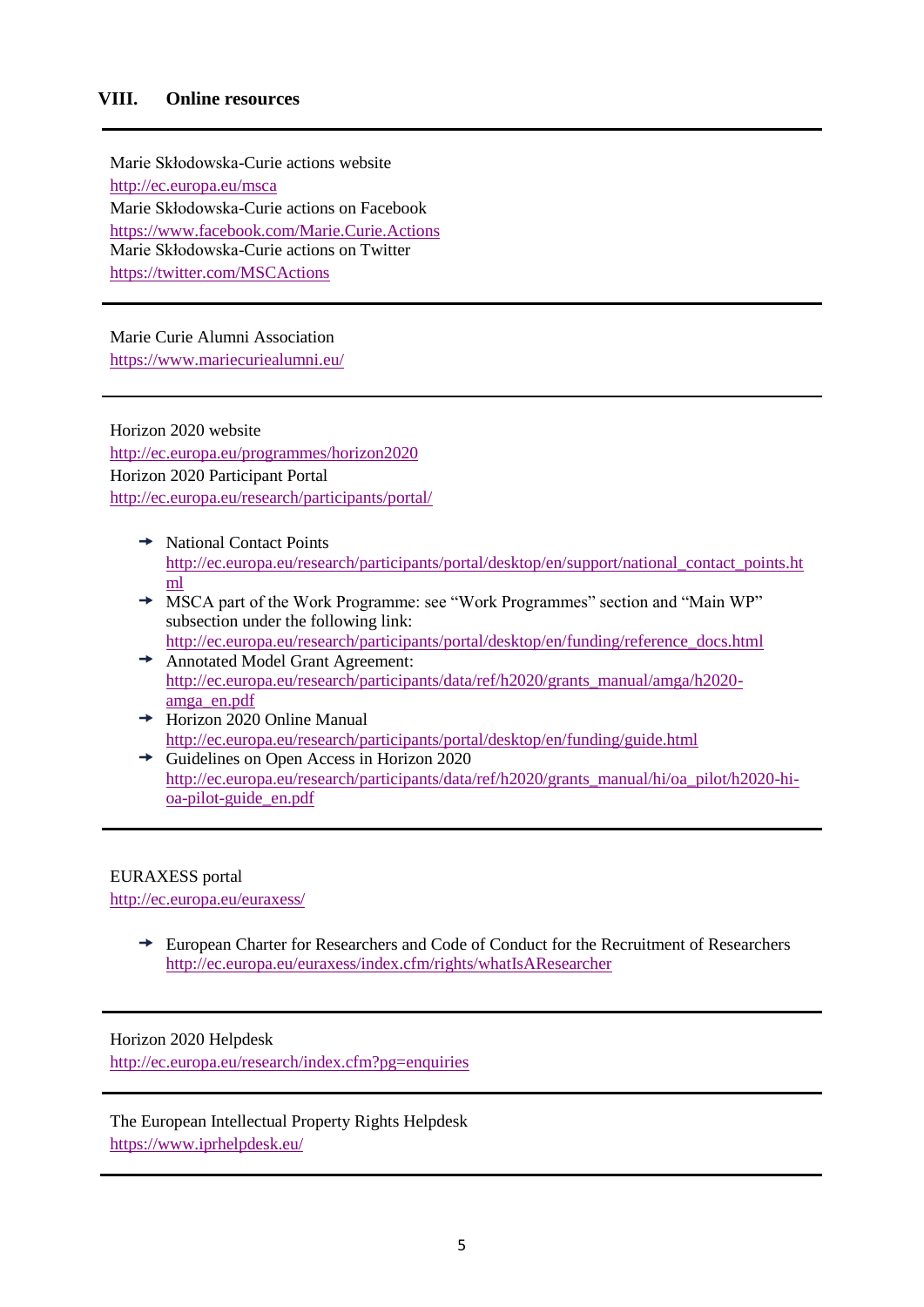## VIII. Online resources

---

Marie Skłodowska-Curie actions website
http://ec.europa.eu/msca
Marie Skłodowska-Curie actions on Facebook
https://www.facebook.com/Marie.Curie.Actions
Marie Skłodowska-Curie actions on Twitter
https://twitter.com/MSCActions

---

Marie Curie Alumni Association
https://www.mariecuriealumni.eu/

---

Horizon 2020 website
http://ec.europa.eu/programmes/horizon2020
Horizon 2020 Participant Portal
http://ec.europa.eu/research/participants/portal/

- National Contact Points
  http://ec.europa.eu/research/participants/portal/desktop/en/support/national_contact_points.html
- MSCA part of the Work Programme: see "Work Programmes" section and "Main WP" subsection under the following link:
  http://ec.europa.eu/research/participants/portal/desktop/en/funding/reference_docs.html
- Annotated Model Grant Agreement:
  http://ec.europa.eu/research/participants/data/ref/h2020/grants_manual/amga/h2020-amga_en.pdf
- Horizon 2020 Online Manual
  http://ec.europa.eu/research/participants/portal/desktop/en/funding/guide.html
- Guidelines on Open Access in Horizon 2020
  http://ec.europa.eu/research/participants/data/ref/h2020/grants_manual/hi/oa_pilot/h2020-hi-oa-pilot-guide_en.pdf

---

EURAXESS portal
http://ec.europa.eu/euraxess/

- European Charter for Researchers and Code of Conduct for the Recruitment of Researchers
  http://ec.europa.eu/euraxess/index.cfm/rights/whatIsAResearcher

---

Horizon 2020 Helpdesk
http://ec.europa.eu/research/index.cfm?pg=enquiries

---

The European Intellectual Property Rights Helpdesk
https://www.iprhelpdesk.eu/

---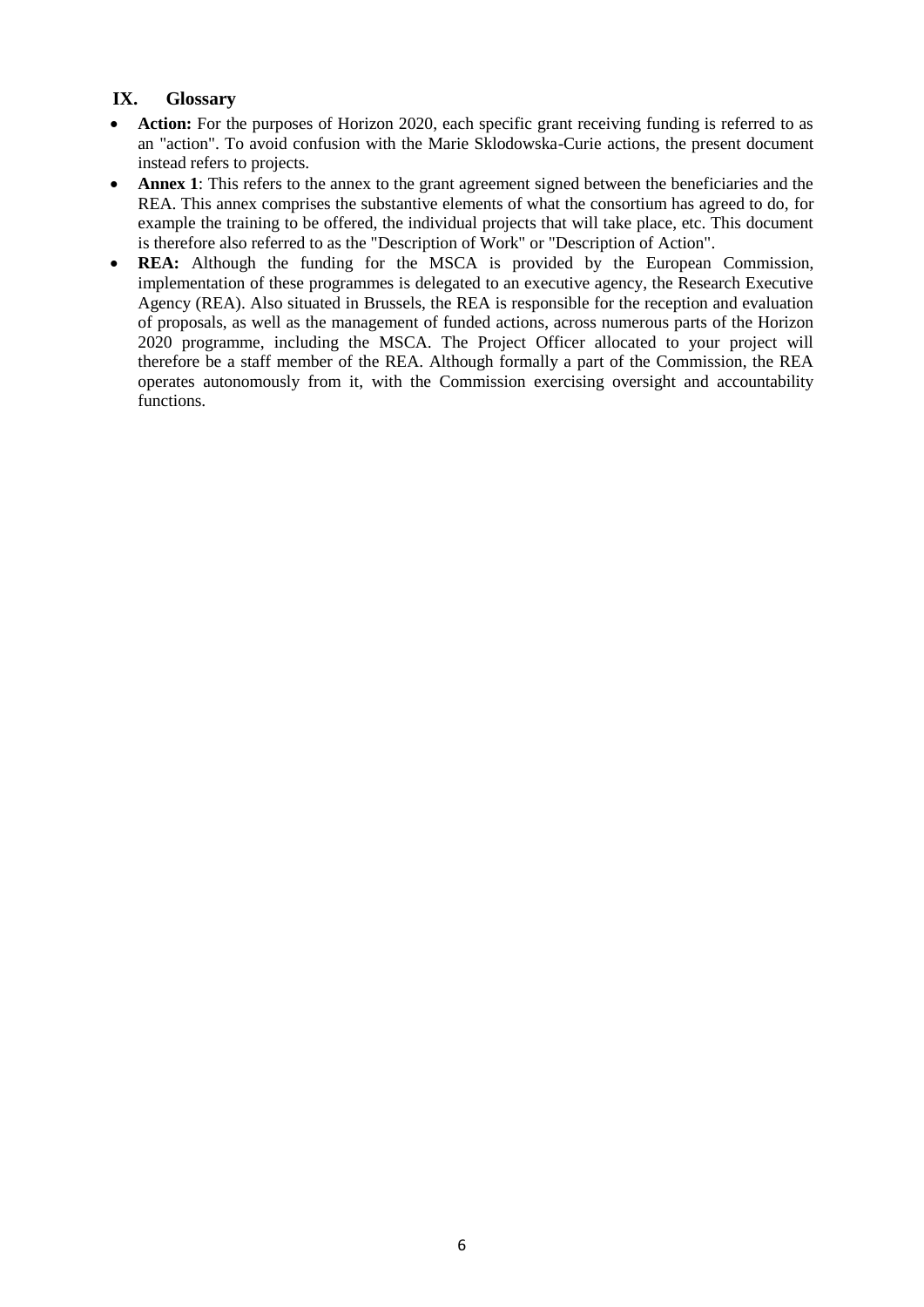## IX. Glossary

- **Action:** For the purposes of Horizon 2020, each specific grant receiving funding is referred to as an "action". To avoid confusion with the Marie Sklodowska-Curie actions, the present document instead refers to projects.
- **Annex 1**: This refers to the annex to the grant agreement signed between the beneficiaries and the REA. This annex comprises the substantive elements of what the consortium has agreed to do, for example the training to be offered, the individual projects that will take place, etc. This document is therefore also referred to as the "Description of Work" or "Description of Action".
- **REA:** Although the funding for the MSCA is provided by the European Commission, implementation of these programmes is delegated to an executive agency, the Research Executive Agency (REA). Also situated in Brussels, the REA is responsible for the reception and evaluation of proposals, as well as the management of funded actions, across numerous parts of the Horizon 2020 programme, including the MSCA. The Project Officer allocated to your project will therefore be a staff member of the REA. Although formally a part of the Commission, the REA operates autonomously from it, with the Commission exercising oversight and accountability functions.